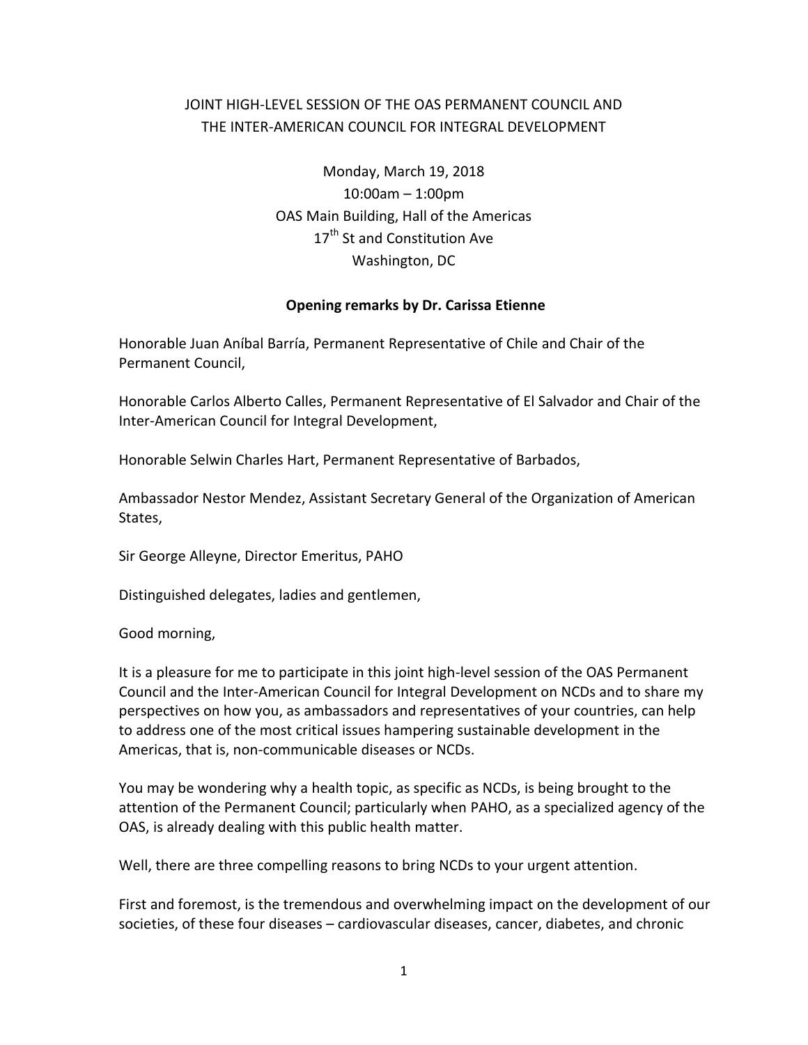# JOINT HIGH-LEVEL SESSION OF THE OAS PERMANENT COUNCIL AND THE INTER-AMERICAN COUNCIL FOR INTEGRAL DEVELOPMENT

Monday, March 19, 2018
10:00am – 1:00pm
OAS Main Building, Hall of the Americas
17th St and Constitution Ave
Washington, DC

**Opening remarks by Dr. Carissa Etienne**

Honorable Juan Aníbal Barría, Permanent Representative of Chile and Chair of the Permanent Council,

Honorable Carlos Alberto Calles, Permanent Representative of El Salvador and Chair of the Inter-American Council for Integral Development,

Honorable Selwin Charles Hart, Permanent Representative of Barbados,

Ambassador Nestor Mendez, Assistant Secretary General of the Organization of American States,

Sir George Alleyne, Director Emeritus, PAHO

Distinguished delegates, ladies and gentlemen,

Good morning,

It is a pleasure for me to participate in this joint high-level session of the OAS Permanent Council and the Inter-American Council for Integral Development on NCDs and to share my perspectives on how you, as ambassadors and representatives of your countries, can help to address one of the most critical issues hampering sustainable development in the Americas, that is, non-communicable diseases or NCDs.

You may be wondering why a health topic, as specific as NCDs, is being brought to the attention of the Permanent Council; particularly when PAHO, as a specialized agency of the OAS, is already dealing with this public health matter.

Well, there are three compelling reasons to bring NCDs to your urgent attention.

First and foremost, is the tremendous and overwhelming impact on the development of our societies, of these four diseases – cardiovascular diseases, cancer, diabetes, and chronic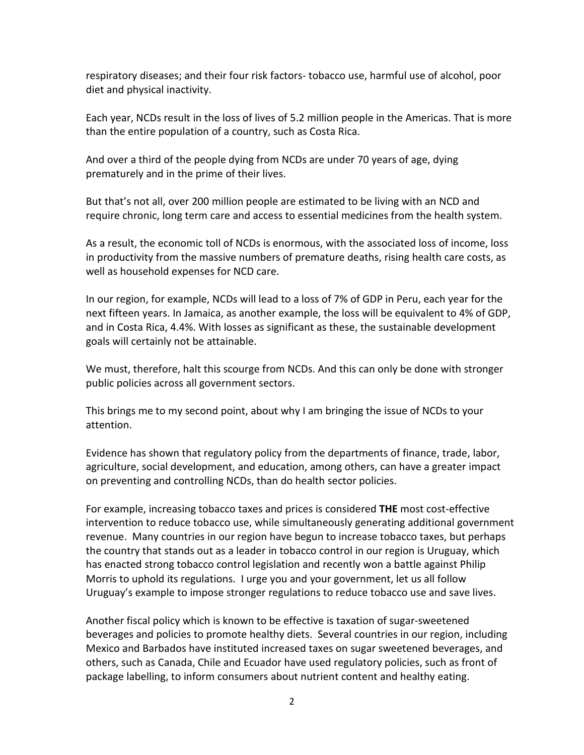respiratory diseases; and their four risk factors- tobacco use, harmful use of alcohol, poor diet and physical inactivity.

Each year, NCDs result in the loss of lives of 5.2 million people in the Americas. That is more than the entire population of a country, such as Costa Rica.

And over a third of the people dying from NCDs are under 70 years of age, dying prematurely and in the prime of their lives.

But that's not all, over 200 million people are estimated to be living with an NCD and require chronic, long term care and access to essential medicines from the health system.

As a result, the economic toll of NCDs is enormous, with the associated loss of income, loss in productivity from the massive numbers of premature deaths, rising health care costs, as well as household expenses for NCD care.

In our region, for example, NCDs will lead to a loss of 7% of GDP in Peru, each year for the next fifteen years. In Jamaica, as another example, the loss will be equivalent to 4% of GDP, and in Costa Rica, 4.4%. With losses as significant as these, the sustainable development goals will certainly not be attainable.

We must, therefore, halt this scourge from NCDs. And this can only be done with stronger public policies across all government sectors.

This brings me to my second point, about why I am bringing the issue of NCDs to your attention.

Evidence has shown that regulatory policy from the departments of finance, trade, labor, agriculture, social development, and education, among others, can have a greater impact on preventing and controlling NCDs, than do health sector policies.

For example, increasing tobacco taxes and prices is considered **THE** most cost-effective intervention to reduce tobacco use, while simultaneously generating additional government revenue. Many countries in our region have begun to increase tobacco taxes, but perhaps the country that stands out as a leader in tobacco control in our region is Uruguay, which has enacted strong tobacco control legislation and recently won a battle against Philip Morris to uphold its regulations. I urge you and your government, let us all follow Uruguay's example to impose stronger regulations to reduce tobacco use and save lives.

Another fiscal policy which is known to be effective is taxation of sugar-sweetened beverages and policies to promote healthy diets. Several countries in our region, including Mexico and Barbados have instituted increased taxes on sugar sweetened beverages, and others, such as Canada, Chile and Ecuador have used regulatory policies, such as front of package labelling, to inform consumers about nutrient content and healthy eating.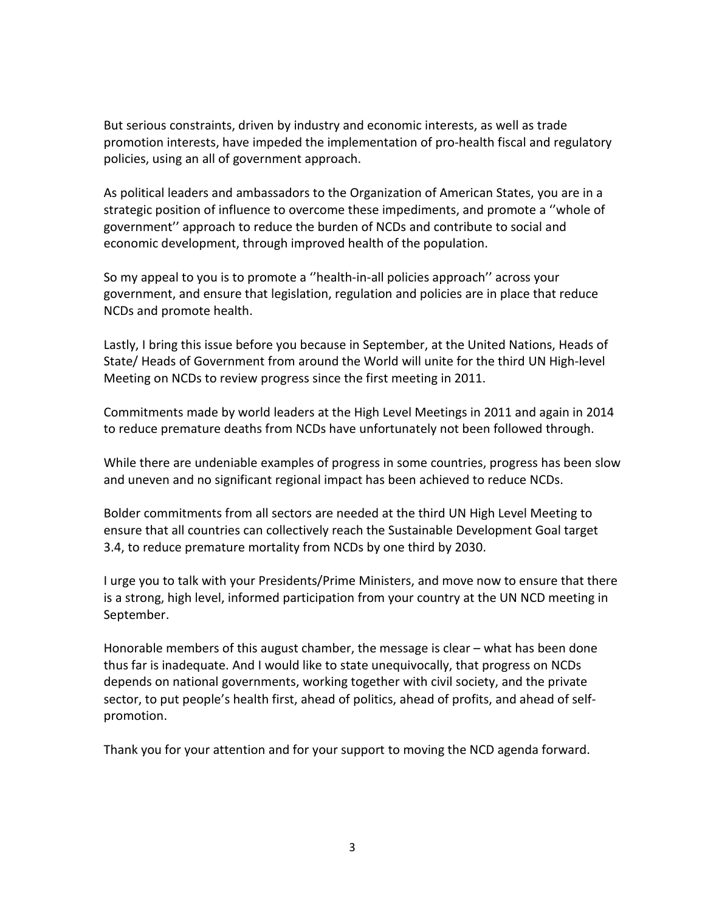But serious constraints, driven by industry and economic interests, as well as trade promotion interests, have impeded the implementation of pro-health fiscal and regulatory policies, using an all of government approach.

As political leaders and ambassadors to the Organization of American States, you are in a strategic position of influence to overcome these impediments, and promote a ''whole of government'' approach to reduce the burden of NCDs and contribute to social and economic development, through improved health of the population.

So my appeal to you is to promote a ''health-in-all policies approach'' across your government, and ensure that legislation, regulation and policies are in place that reduce NCDs and promote health.

Lastly, I bring this issue before you because in September, at the United Nations, Heads of State/ Heads of Government from around the World will unite for the third UN High-level Meeting on NCDs to review progress since the first meeting in 2011.

Commitments made by world leaders at the High Level Meetings in 2011 and again in 2014 to reduce premature deaths from NCDs have unfortunately not been followed through.

While there are undeniable examples of progress in some countries, progress has been slow and uneven and no significant regional impact has been achieved to reduce NCDs.

Bolder commitments from all sectors are needed at the third UN High Level Meeting to ensure that all countries can collectively reach the Sustainable Development Goal target 3.4, to reduce premature mortality from NCDs by one third by 2030.

I urge you to talk with your Presidents/Prime Ministers, and move now to ensure that there is a strong, high level, informed participation from your country at the UN NCD meeting in September.

Honorable members of this august chamber, the message is clear – what has been done thus far is inadequate. And I would like to state unequivocally, that progress on NCDs depends on national governments, working together with civil society, and the private sector, to put people's health first, ahead of politics, ahead of profits, and ahead of self-promotion.

Thank you for your attention and for your support to moving the NCD agenda forward.